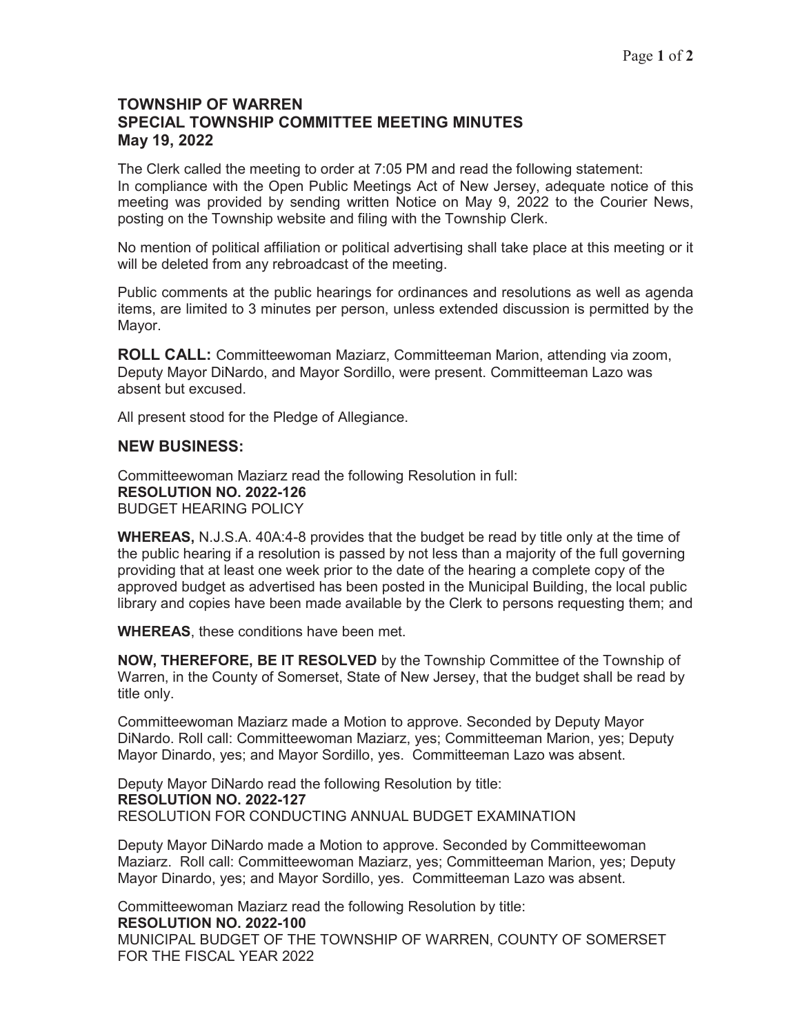# TOWNSHIP OF WARREN
## SPECIAL TOWNSHIP COMMITTEE MEETING MINUTES
### May 19, 2022

The Clerk called the meeting to order at 7:05 PM and read the following statement: In compliance with the Open Public Meetings Act of New Jersey, adequate notice of this meeting was provided by sending written Notice on May 9, 2022 to the Courier News, posting on the Township website and filing with the Township Clerk.

No mention of political affiliation or political advertising shall take place at this meeting or it will be deleted from any rebroadcast of the meeting.

Public comments at the public hearings for ordinances and resolutions as well as agenda items, are limited to 3 minutes per person, unless extended discussion is permitted by the Mayor.

**ROLL CALL:** Committeewoman Maziarz, Committeeman Marion, attending via zoom, Deputy Mayor DiNardo, and Mayor Sordillo, were present. Committeeman Lazo was absent but excused.

All present stood for the Pledge of Allegiance.

## NEW BUSINESS:

Committeewoman Maziarz read the following Resolution in full:
**RESOLUTION NO. 2022-126**
BUDGET HEARING POLICY

**WHEREAS,** N.J.S.A. 40A:4-8 provides that the budget be read by title only at the time of the public hearing if a resolution is passed by not less than a majority of the full governing providing that at least one week prior to the date of the hearing a complete copy of the approved budget as advertised has been posted in the Municipal Building, the local public library and copies have been made available by the Clerk to persons requesting them; and

**WHEREAS**, these conditions have been met.

**NOW, THEREFORE, BE IT RESOLVED** by the Township Committee of the Township of Warren, in the County of Somerset, State of New Jersey, that the budget shall be read by title only.

Committeewoman Maziarz made a Motion to approve. Seconded by Deputy Mayor DiNardo. Roll call: Committeewoman Maziarz, yes; Committeeman Marion, yes; Deputy Mayor Dinardo, yes; and Mayor Sordillo, yes. Committeeman Lazo was absent.

Deputy Mayor DiNardo read the following Resolution by title:
**RESOLUTION NO. 2022-127**
RESOLUTION FOR CONDUCTING ANNUAL BUDGET EXAMINATION

Deputy Mayor DiNardo made a Motion to approve. Seconded by Committeewoman Maziarz. Roll call: Committeewoman Maziarz, yes; Committeeman Marion, yes; Deputy Mayor Dinardo, yes; and Mayor Sordillo, yes. Committeeman Lazo was absent.

Committeewoman Maziarz read the following Resolution by title:
**RESOLUTION NO. 2022-100**
MUNICIPAL BUDGET OF THE TOWNSHIP OF WARREN, COUNTY OF SOMERSET FOR THE FISCAL YEAR 2022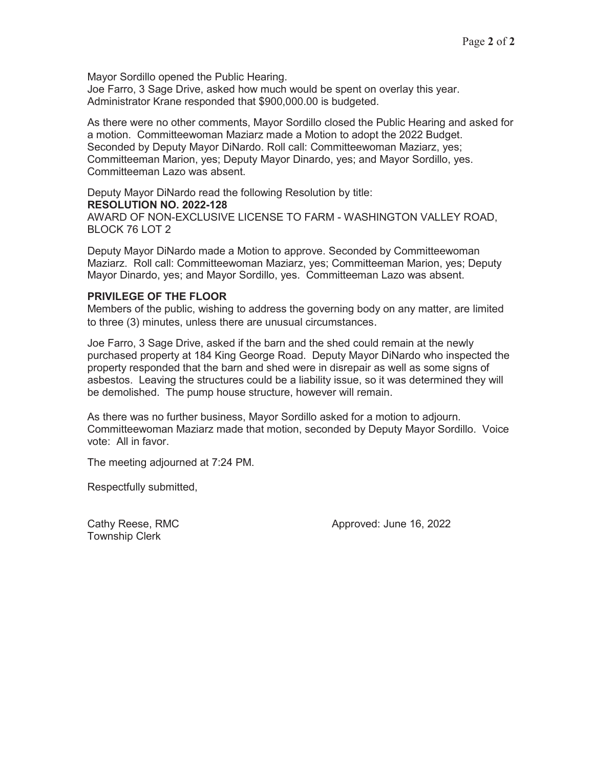Mayor Sordillo opened the Public Hearing.
Joe Farro, 3 Sage Drive, asked how much would be spent on overlay this year. Administrator Krane responded that $900,000.00 is budgeted.

As there were no other comments, Mayor Sordillo closed the Public Hearing and asked for a motion. Committeewoman Maziarz made a Motion to adopt the 2022 Budget. Seconded by Deputy Mayor DiNardo. Roll call: Committeewoman Maziarz, yes; Committeeman Marion, yes; Deputy Mayor Dinardo, yes; and Mayor Sordillo, yes. Committeeman Lazo was absent.

Deputy Mayor DiNardo read the following Resolution by title:
**RESOLUTION NO. 2022-128**
AWARD OF NON-EXCLUSIVE LICENSE TO FARM - WASHINGTON VALLEY ROAD, BLOCK 76 LOT 2

Deputy Mayor DiNardo made a Motion to approve. Seconded by Committeewoman Maziarz. Roll call: Committeewoman Maziarz, yes; Committeeman Marion, yes; Deputy Mayor Dinardo, yes; and Mayor Sordillo, yes. Committeeman Lazo was absent.

**PRIVILEGE OF THE FLOOR**
Members of the public, wishing to address the governing body on any matter, are limited to three (3) minutes, unless there are unusual circumstances.

Joe Farro, 3 Sage Drive, asked if the barn and the shed could remain at the newly purchased property at 184 King George Road. Deputy Mayor DiNardo who inspected the property responded that the barn and shed were in disrepair as well as some signs of asbestos. Leaving the structures could be a liability issue, so it was determined they will be demolished. The pump house structure, however will remain.

As there was no further business, Mayor Sordillo asked for a motion to adjourn. Committeewoman Maziarz made that motion, seconded by Deputy Mayor Sordillo. Voice vote: All in favor.

The meeting adjourned at 7:24 PM.

Respectfully submitted,

Cathy Reese, RMC
Township Clerk

Approved: June 16, 2022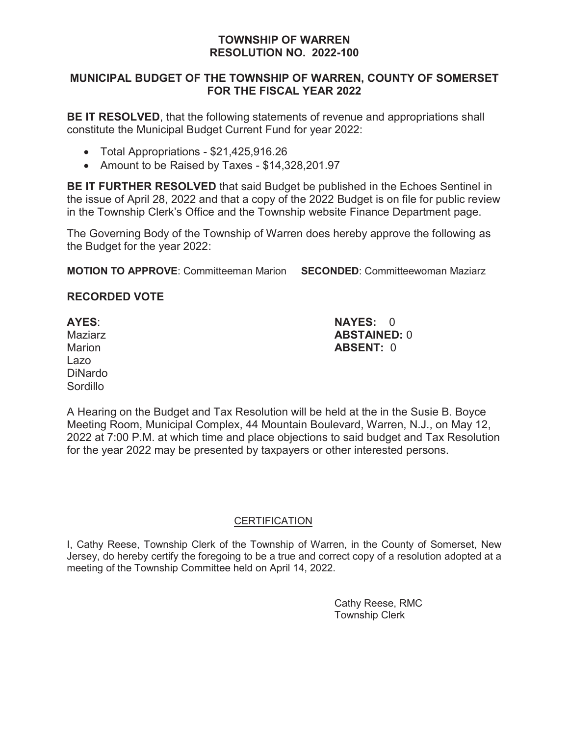# TOWNSHIP OF WARREN
# RESOLUTION NO. 2022-100

## MUNICIPAL BUDGET OF THE TOWNSHIP OF WARREN, COUNTY OF SOMERSET FOR THE FISCAL YEAR 2022

**BE IT RESOLVED**, that the following statements of revenue and appropriations shall constitute the Municipal Budget Current Fund for year 2022:

- Total Appropriations - $21,425,916.26
- Amount to be Raised by Taxes - $14,328,201.97

**BE IT FURTHER RESOLVED** that said Budget be published in the Echoes Sentinel in the issue of April 28, 2022 and that a copy of the 2022 Budget is on file for public review in the Township Clerk's Office and the Township website Finance Department page.

The Governing Body of the Township of Warren does hereby approve the following as the Budget for the year 2022:

**MOTION TO APPROVE**: Committeeman Marion **SECONDED**: Committeewoman Maziarz

**RECORDED VOTE**

**AYES**:
Maziarz
Marion
Lazo
DiNardo
Sordillo

**NAYES:** 0
**ABSTAINED:** 0
**ABSENT:** 0

A Hearing on the Budget and Tax Resolution will be held at the in the Susie B. Boyce Meeting Room, Municipal Complex, 44 Mountain Boulevard, Warren, N.J., on May 12, 2022 at 7:00 P.M. at which time and place objections to said budget and Tax Resolution for the year 2022 may be presented by taxpayers or other interested persons.

CERTIFICATION

I, Cathy Reese, Township Clerk of the Township of Warren, in the County of Somerset, New Jersey, do hereby certify the foregoing to be a true and correct copy of a resolution adopted at a meeting of the Township Committee held on April 14, 2022.

Cathy Reese, RMC
Township Clerk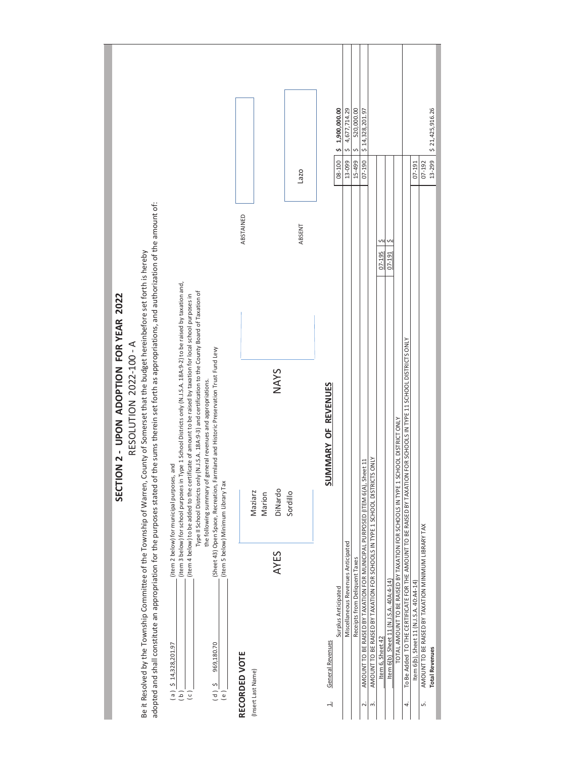# SECTION 2 - UPON ADOPTION FOR YEAR 2022

## RESOLUTION 2022-100 - A

Be it Resolved by the Township Committee of the Township of Warren, County of Somerset that the budget hereinbefore set forth is hereby adopted and shall constitute an appropriation for the purposes stated of the sums therein set forth as appropriations, and authorization of the amount of:

- (a) $ 14,328,201.97 (item 2 below) for municipal purposes, and
- (b) _______ (item 3 below) for school purposes in Type 1 School Districts only (N.J.S.A. 18A:9-2) to be raised by taxation and,
- (c) _______ (item 4 below) to be added to the certificate of amount to be raised by taxation for local school purposes in Type II School Districts only (N.J.S.A. 18A:9-3) and certification to the County Board of Taxation of the following summary of general revenues and appropriations.
- (d) $ 969,180.70 (Sheet 43) Open Space, Recreation, Farmland and Historic Preservation Trust Fund Levy
- (e) _______ (item 5 below) Minimum Library Tax

## RECORDED VOTE

(Insert Last Name)

| AYES | NAYS | ABSTAINED |
|---|---|---|
| Maziarz | | |
| Marion | | |
| DiNardo | | |
| Sordillo | | |

| ABSENT |
|---|
| Lazo |

## SUMMARY OF REVENUES

| | | | |
|---|---|---|---|
| 1. General Revenues | | | |
| Surplus Anticipated | | 08-100 | $ 1,900,000.00 |
| Miscellaneous Revenues Anticipated | | 13-099 | $ 4,677,714.29 |
| Receipts from Delinquent Taxes | | 15-499 | $ 520,000.00 |
| 2. AMOUNT TO BE RAISED BY TAXATION FOR MUNICIPAL PURPOSED (ITEM 6(A), Sheet 11 | | 07-190 | $ 14,328,201.97 |
| 3. AMOUNT TO BE RAISED BY TAXATION FOR SCHOOLS IN TYPE 1 SCHOOL DISTRICTS ONLY | | | |
| Item 6, Sheet 42 | 07-195 $ | | |
| Item 6(b) Sheet 11 (N.J.S.A. 40A:4-14) | 07-191 $ | | |
| TOTAL AMOUNT TO BE RAISED BY TAXATION FOR SCHOOLS IN TYPE 1 SCHOOL DISTRICT ONLY | | | |
| 4. To Be Added TO THE CERTIFICATE FOR THE AMOUNT TO BE RAISED BY TAXATION FOR SCHOOLS IN TYPE 11 SCHOOL DISTRICTS ONLY | | | |
| Item 6(b), Sheet 11 (N.J.S.A. 40:A4-14) | | 07-191 | |
| 5. AMOUNT TO BE RAISED BY TAXATION MINIMUM LIBRARY TAX | | 07-192 | |
| **Total Revenues** | | 13-299 | $ 21,425,916.26 |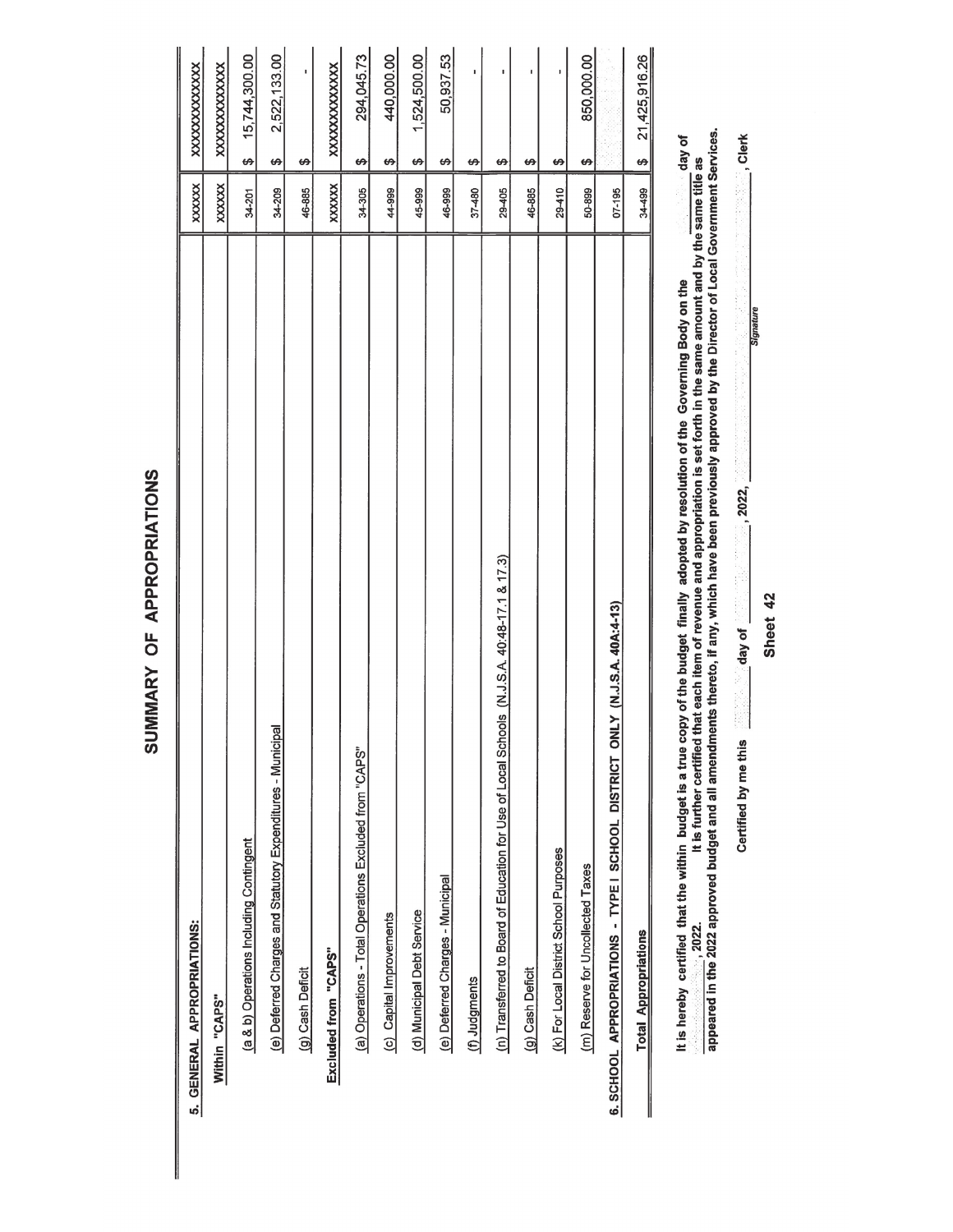# SUMMARY OF APPROPRIATIONS

| 5. GENERAL APPROPRIATIONS: | XXXXX | XXXXXXXXXXXXX |
|---|---|---|
| Within "CAPS" | XXXXX | XXXXXXXXXXXXX |
| (a & b) Operations Including Contingent | 34-201 | $ 15,744,300.00 |
| (e) Deferred Charges and Statutory Expenditures - Municipal | 34-209 | $ 2,522,133.00 |
| (g) Cash Deficit | 46-885 | $ - |
| Excluded from "CAPS" | XXXXX | XXXXXXXXXXXXX |
| (a) Operations - Total Operations Excluded from "CAPS" | 34-305 | $ 294,045.73 |
| (c) Capital Improvements | 44-999 | $ 440,000.00 |
| (d) Municipal Debt Service | 45-999 | $ 1,524,500.00 |
| (e) Deferred Charges - Municipal | 46-999 | $ 50,937.53 |
| (f) Judgments | 37-480 | $ - |
| (n) Transferred to Board of Education for Use of Local Schools (N.J.S.A. 40:48-17.1 & 17.3) | 29-405 | $ - |
| (g) Cash Deficit | 46-885 | $ - |
| (k) For Local District School Purposes | 29-410 | $ - |
| (m) Reserve for Uncollected Taxes | 50-899 | $ 850,000.00 |
| 6. SCHOOL APPROPRIATIONS - TYPE I SCHOOL DISTRICT ONLY (N.J.S.A. 40A:4-13) | 07-195 | |
| Total Appropriations | 34-499 | $ 21,425,916.26 |

It is hereby certified that the within budget is a true copy of the budget finally adopted by resolution of the Governing Body on the ______ day of ______, 2022. It is further certified that each item of revenue and appropriation is set forth in the same amount and by the same title as appeared in the 2022 approved budget and all amendments thereto, if any, which have been previously approved by the Director of Local Government Services.

Certified by me this ______ day of ______, 2022, ______ , Clerk

*Signature*

Sheet 42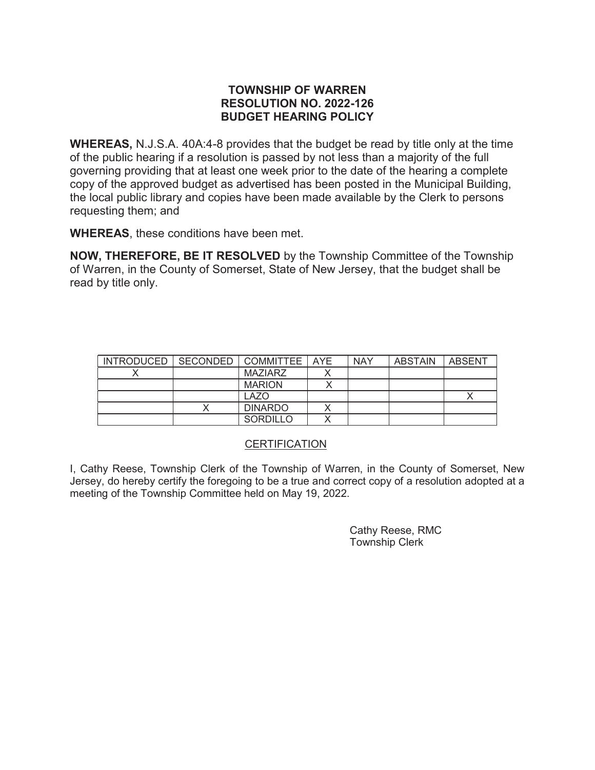# TOWNSHIP OF WARREN
# RESOLUTION NO. 2022-126
# BUDGET HEARING POLICY

**WHEREAS,** N.J.S.A. 40A:4-8 provides that the budget be read by title only at the time of the public hearing if a resolution is passed by not less than a majority of the full governing providing that at least one week prior to the date of the hearing a complete copy of the approved budget as advertised has been posted in the Municipal Building, the local public library and copies have been made available by the Clerk to persons requesting them; and

**WHEREAS**, these conditions have been met.

**NOW, THEREFORE, BE IT RESOLVED** by the Township Committee of the Township of Warren, in the County of Somerset, State of New Jersey, that the budget shall be read by title only.

| INTRODUCED | SECONDED | COMMITTEE | AYE | NAY | ABSTAIN | ABSENT |
|---|---|---|---|---|---|---|
| X | | MAZIARZ | X | | | |
| | | MARION | X | | | |
| | | LAZO | | | | X |
| | X | DINARDO | X | | | |
| | | SORDILLO | X | | | |

<u>CERTIFICATION</u>

I, Cathy Reese, Township Clerk of the Township of Warren, in the County of Somerset, New Jersey, do hereby certify the foregoing to be a true and correct copy of a resolution adopted at a meeting of the Township Committee held on May 19, 2022.

Cathy Reese, RMC
Township Clerk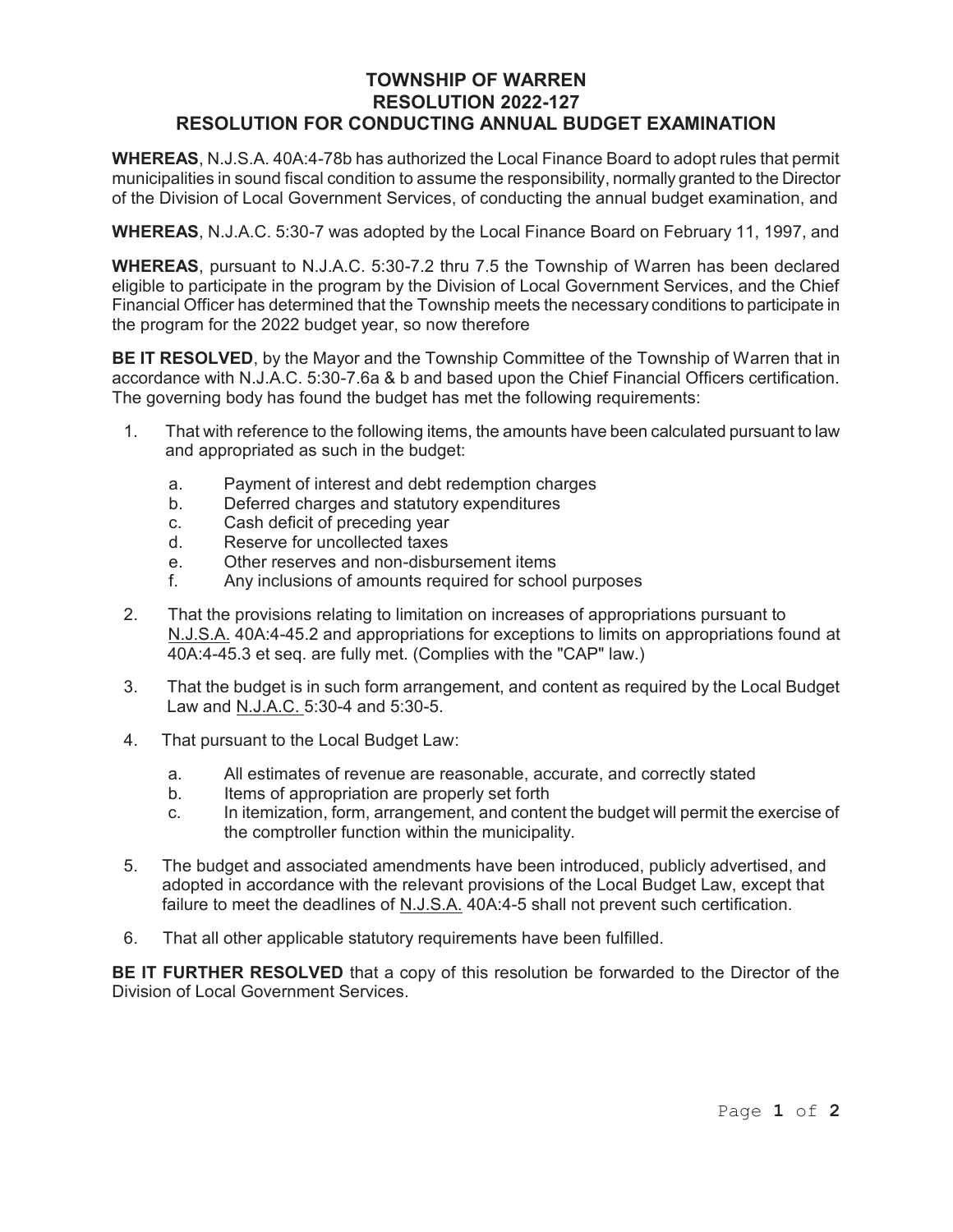# TOWNSHIP OF WARREN
## RESOLUTION 2022-127
## RESOLUTION FOR CONDUCTING ANNUAL BUDGET EXAMINATION

**WHEREAS**, N.J.S.A. 40A:4-78b has authorized the Local Finance Board to adopt rules that permit municipalities in sound fiscal condition to assume the responsibility, normally granted to the Director of the Division of Local Government Services, of conducting the annual budget examination, and

**WHEREAS**, N.J.A.C. 5:30-7 was adopted by the Local Finance Board on February 11, 1997, and

**WHEREAS**, pursuant to N.J.A.C. 5:30-7.2 thru 7.5 the Township of Warren has been declared eligible to participate in the program by the Division of Local Government Services, and the Chief Financial Officer has determined that the Township meets the necessary conditions to participate in the program for the 2022 budget year, so now therefore

**BE IT RESOLVED**, by the Mayor and the Township Committee of the Township of Warren that in accordance with N.J.A.C. 5:30-7.6a & b and based upon the Chief Financial Officers certification. The governing body has found the budget has met the following requirements:

1. That with reference to the following items, the amounts have been calculated pursuant to law and appropriated as such in the budget:
   a. Payment of interest and debt redemption charges
   b. Deferred charges and statutory expenditures
   c. Cash deficit of preceding year
   d. Reserve for uncollected taxes
   e. Other reserves and non-disbursement items
   f. Any inclusions of amounts required for school purposes
2. That the provisions relating to limitation on increases of appropriations pursuant to N.J.S.A. 40A:4-45.2 and appropriations for exceptions to limits on appropriations found at 40A:4-45.3 et seq. are fully met. (Complies with the "CAP" law.)
3. That the budget is in such form arrangement, and content as required by the Local Budget Law and N.J.A.C. 5:30-4 and 5:30-5.
4. That pursuant to the Local Budget Law:
   a. All estimates of revenue are reasonable, accurate, and correctly stated
   b. Items of appropriation are properly set forth
   c. In itemization, form, arrangement, and content the budget will permit the exercise of the comptroller function within the municipality.
5. The budget and associated amendments have been introduced, publicly advertised, and adopted in accordance with the relevant provisions of the Local Budget Law, except that failure to meet the deadlines of N.J.S.A. 40A:4-5 shall not prevent such certification.
6. That all other applicable statutory requirements have been fulfilled.

**BE IT FURTHER RESOLVED** that a copy of this resolution be forwarded to the Director of the Division of Local Government Services.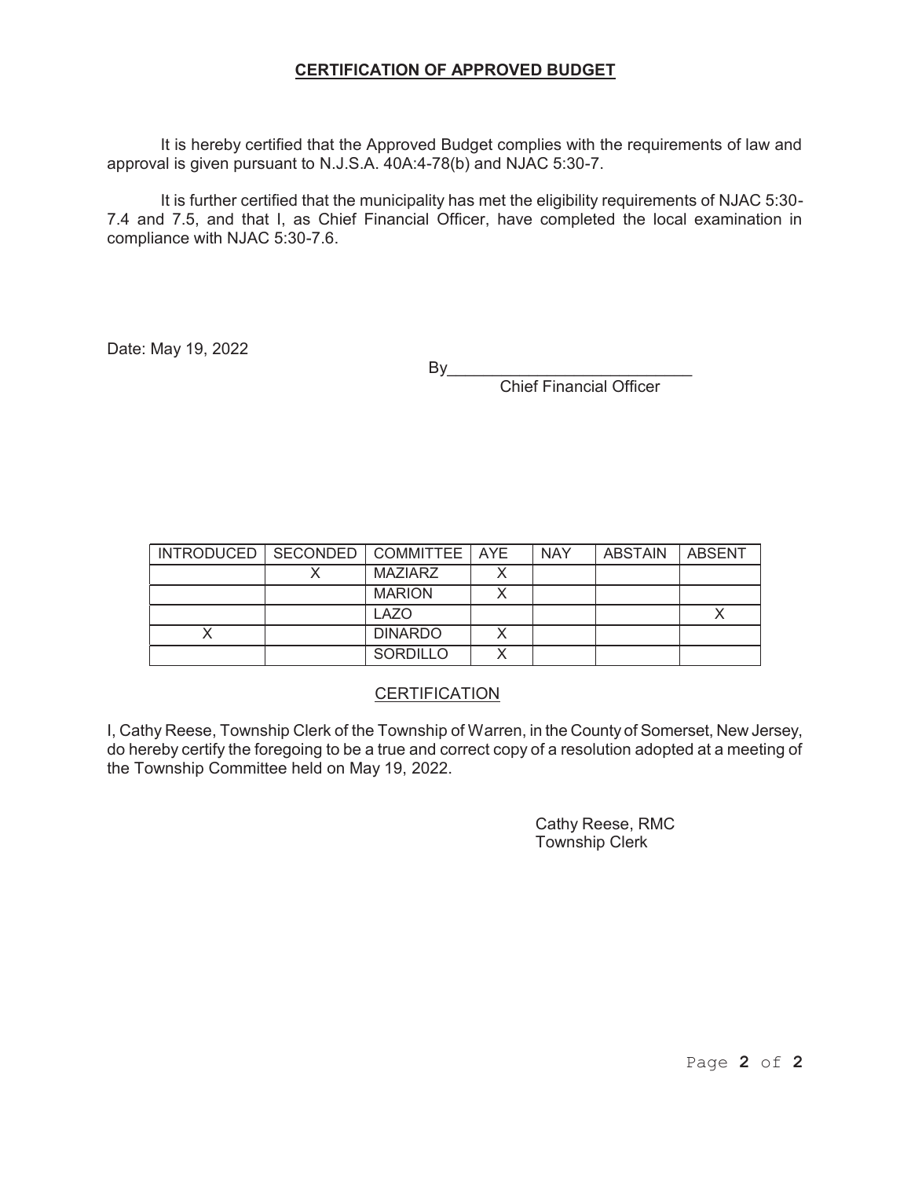## CERTIFICATION OF APPROVED BUDGET

It is hereby certified that the Approved Budget complies with the requirements of law and approval is given pursuant to N.J.S.A. 40A:4-78(b) and NJAC 5:30-7.

It is further certified that the municipality has met the eligibility requirements of NJAC 5:30-7.4 and 7.5, and that I, as Chief Financial Officer, have completed the local examination in compliance with NJAC 5:30-7.6.

Date: May 19, 2022

By___________________________
Chief Financial Officer

| INTRODUCED | SECONDED | COMMITTEE | AYE | NAY | ABSTAIN | ABSENT |
|---|---|---|---|---|---|---|
| | X | MAZIARZ | X | | | |
| | | MARION | X | | | |
| | | LAZO | | | | X |
| X | | DINARDO | X | | | |
| | | SORDILLO | X | | | |

### CERTIFICATION

I, Cathy Reese, Township Clerk of the Township of Warren, in the County of Somerset, New Jersey, do hereby certify the foregoing to be a true and correct copy of a resolution adopted at a meeting of the Township Committee held on May 19, 2022.

Cathy Reese, RMC
Township Clerk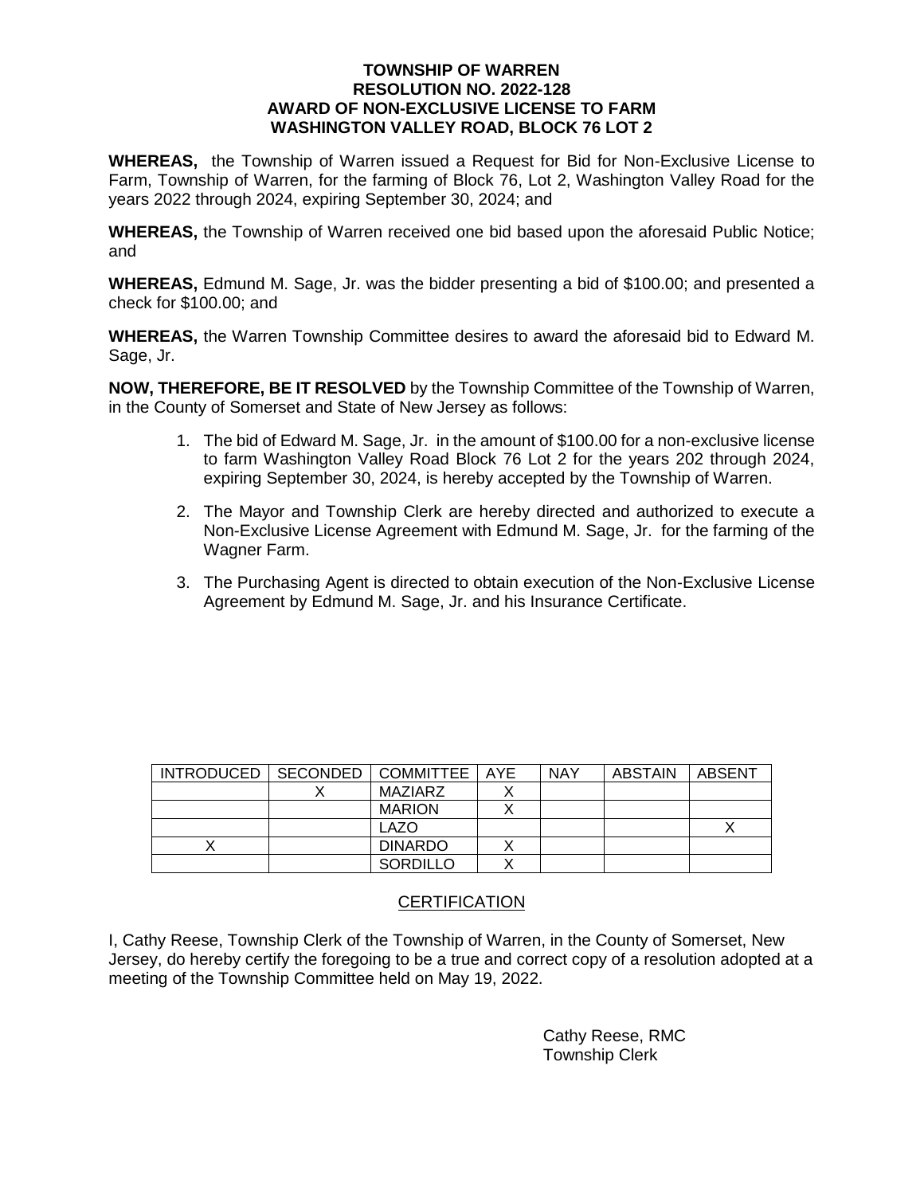**TOWNSHIP OF WARREN**
**RESOLUTION NO. 2022-128**
**AWARD OF NON-EXCLUSIVE LICENSE TO FARM**
**WASHINGTON VALLEY ROAD, BLOCK 76 LOT 2**

**WHEREAS,** the Township of Warren issued a Request for Bid for Non-Exclusive License to Farm, Township of Warren, for the farming of Block 76, Lot 2, Washington Valley Road for the years 2022 through 2024, expiring September 30, 2024; and

**WHEREAS,** the Township of Warren received one bid based upon the aforesaid Public Notice; and

**WHEREAS,** Edmund M. Sage, Jr. was the bidder presenting a bid of $100.00; and presented a check for $100.00; and

**WHEREAS,** the Warren Township Committee desires to award the aforesaid bid to Edward M. Sage, Jr.

**NOW, THEREFORE, BE IT RESOLVED** by the Township Committee of the Township of Warren, in the County of Somerset and State of New Jersey as follows:

1. The bid of Edward M. Sage, Jr. in the amount of $100.00 for a non-exclusive license to farm Washington Valley Road Block 76 Lot 2 for the years 202 through 2024, expiring September 30, 2024, is hereby accepted by the Township of Warren.
2. The Mayor and Township Clerk are hereby directed and authorized to execute a Non-Exclusive License Agreement with Edmund M. Sage, Jr. for the farming of the Wagner Farm.
3. The Purchasing Agent is directed to obtain execution of the Non-Exclusive License Agreement by Edmund M. Sage, Jr. and his Insurance Certificate.

| INTRODUCED | SECONDED | COMMITTEE | AYE | NAY | ABSTAIN | ABSENT |
|---|---|---|---|---|---|---|
| | X | MAZIARZ | X | | | |
| | | MARION | X | | | |
| | | LAZO | | | | X |
| X | | DINARDO | X | | | |
| | | SORDILLO | X | | | |

CERTIFICATION

I, Cathy Reese, Township Clerk of the Township of Warren, in the County of Somerset, New Jersey, do hereby certify the foregoing to be a true and correct copy of a resolution adopted at a meeting of the Township Committee held on May 19, 2022.

Cathy Reese, RMC
Township Clerk